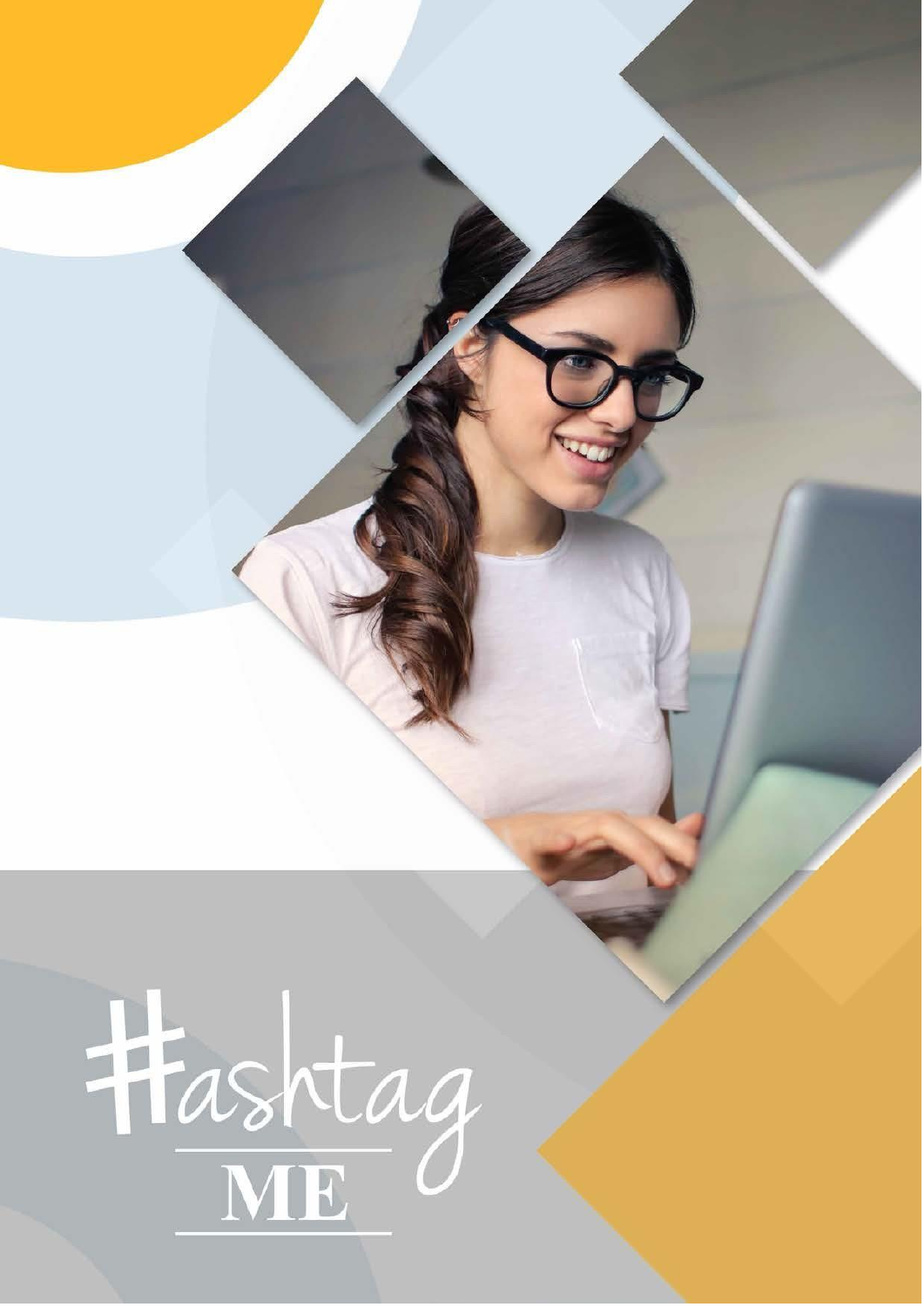# #ashtag

## ME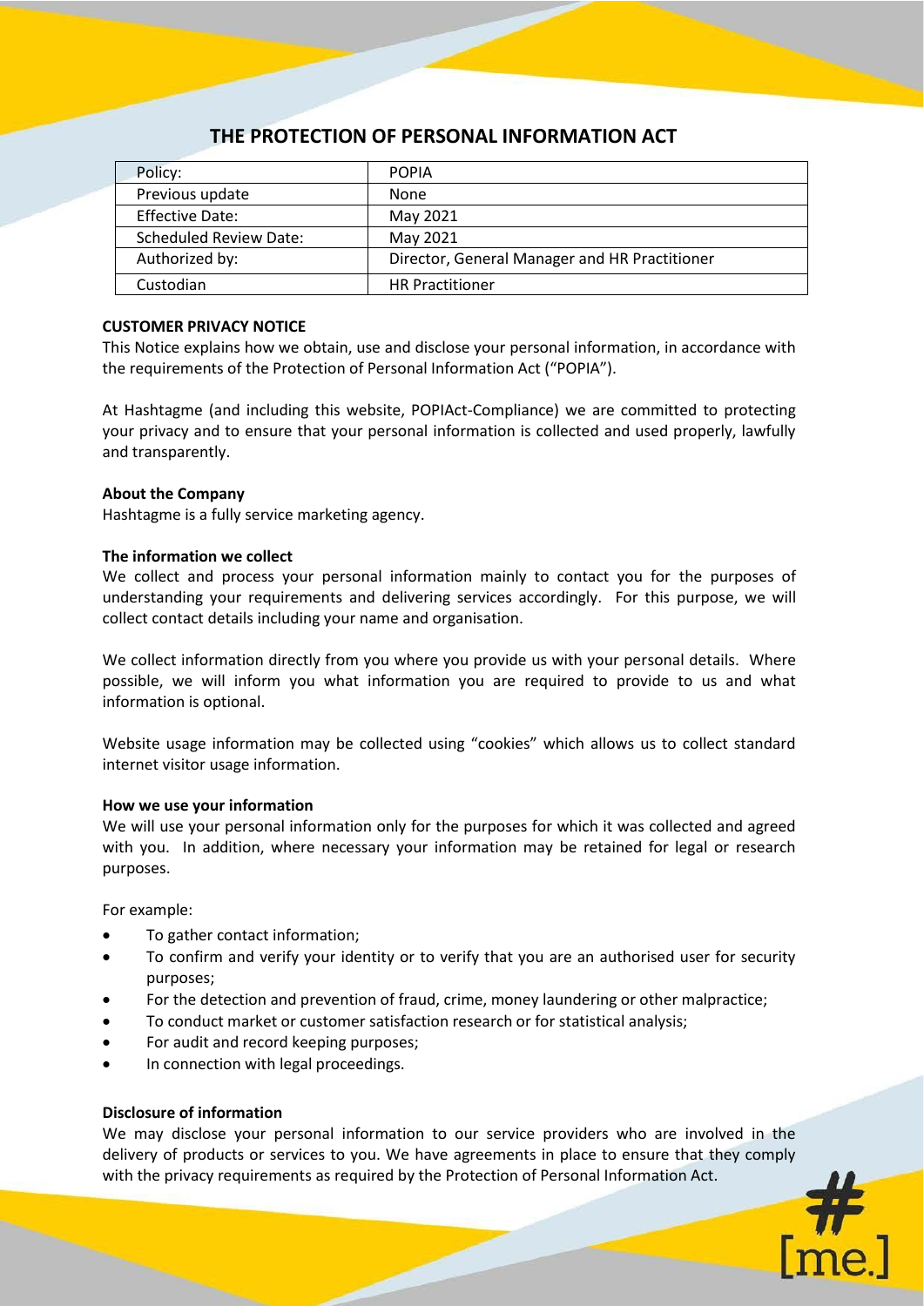# THE PROTECTION OF PERSONAL INFORMATION ACT

| Policy: | POPIA |
|---|---|
| Previous update | None |
| Effective Date: | May 2021 |
| Scheduled Review Date: | May 2021 |
| Authorized by: | Director, General Manager and HR Practitioner |
| Custodian | HR Practitioner |

**CUSTOMER PRIVACY NOTICE**

This Notice explains how we obtain, use and disclose your personal information, in accordance with the requirements of the Protection of Personal Information Act ("POPIA").

At Hashtagme (and including this website, POPIAct-Compliance) we are committed to protecting your privacy and to ensure that your personal information is collected and used properly, lawfully and transparently.

**About the Company**

Hashtagme is a fully service marketing agency.

**The information we collect**

We collect and process your personal information mainly to contact you for the purposes of understanding your requirements and delivering services accordingly. For this purpose, we will collect contact details including your name and organisation.

We collect information directly from you where you provide us with your personal details. Where possible, we will inform you what information you are required to provide to us and what information is optional.

Website usage information may be collected using "cookies" which allows us to collect standard internet visitor usage information.

**How we use your information**

We will use your personal information only for the purposes for which it was collected and agreed with you. In addition, where necessary your information may be retained for legal or research purposes.

For example:

- To gather contact information;
- To confirm and verify your identity or to verify that you are an authorised user for security purposes;
- For the detection and prevention of fraud, crime, money laundering or other malpractice;
- To conduct market or customer satisfaction research or for statistical analysis;
- For audit and record keeping purposes;
- In connection with legal proceedings.

**Disclosure of information**

We may disclose your personal information to our service providers who are involved in the delivery of products or services to you. We have agreements in place to ensure that they comply with the privacy requirements as required by the Protection of Personal Information Act.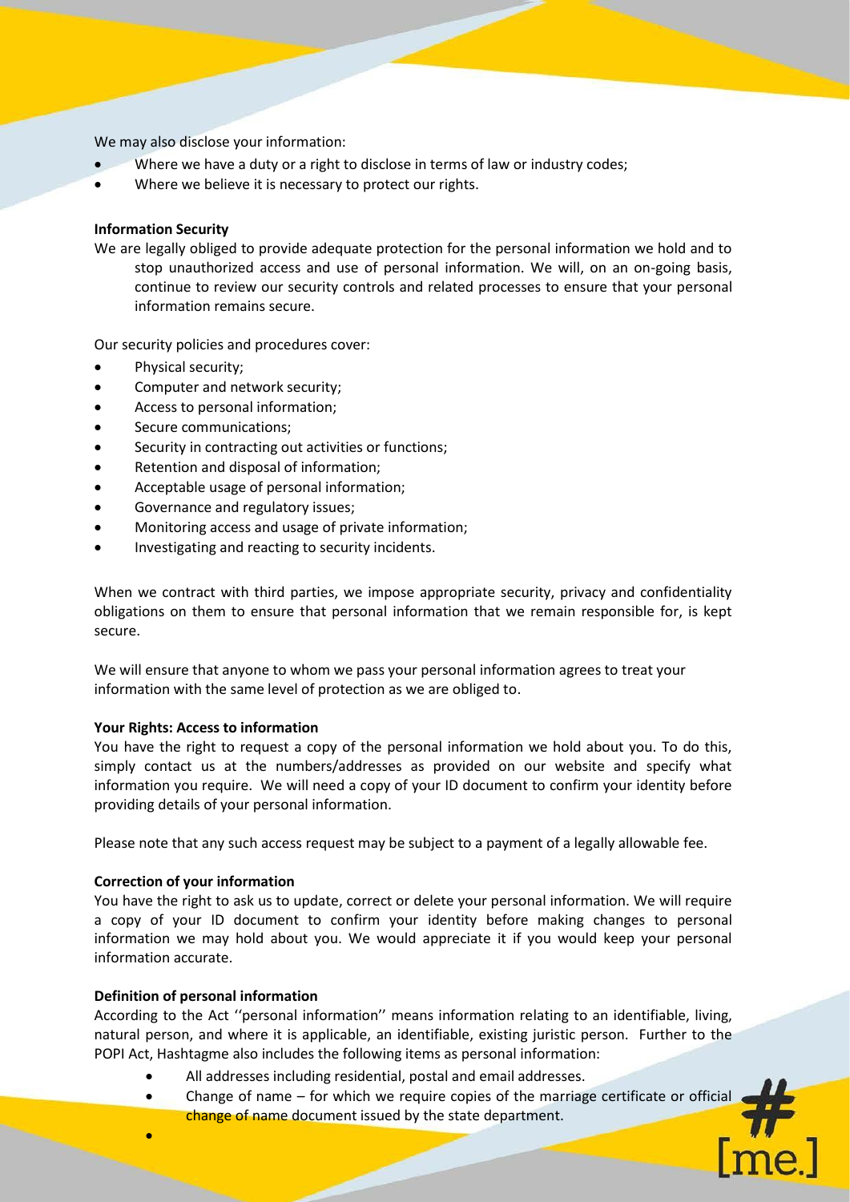We may also disclose your information:

- Where we have a duty or a right to disclose in terms of law or industry codes;
- Where we believe it is necessary to protect our rights.

**Information Security**

We are legally obliged to provide adequate protection for the personal information we hold and to stop unauthorized access and use of personal information. We will, on an on-going basis, continue to review our security controls and related processes to ensure that your personal information remains secure.

Our security policies and procedures cover:

- Physical security;
- Computer and network security;
- Access to personal information;
- Secure communications;
- Security in contracting out activities or functions;
- Retention and disposal of information;
- Acceptable usage of personal information;
- Governance and regulatory issues;
- Monitoring access and usage of private information;
- Investigating and reacting to security incidents.

When we contract with third parties, we impose appropriate security, privacy and confidentiality obligations on them to ensure that personal information that we remain responsible for, is kept secure.

We will ensure that anyone to whom we pass your personal information agrees to treat your information with the same level of protection as we are obliged to.

**Your Rights: Access to information**

You have the right to request a copy of the personal information we hold about you. To do this, simply contact us at the numbers/addresses as provided on our website and specify what information you require. We will need a copy of your ID document to confirm your identity before providing details of your personal information.

Please note that any such access request may be subject to a payment of a legally allowable fee.

**Correction of your information**

You have the right to ask us to update, correct or delete your personal information. We will require a copy of your ID document to confirm your identity before making changes to personal information we may hold about you. We would appreciate it if you would keep your personal information accurate.

**Definition of personal information**

According to the Act ''personal information'' means information relating to an identifiable, living, natural person, and where it is applicable, an identifiable, existing juristic person. Further to the POPI Act, Hashtagme also includes the following items as personal information:

- All addresses including residential, postal and email addresses.
- Change of name – for which we require copies of the marriage certificate or official change of name document issued by the state department.
-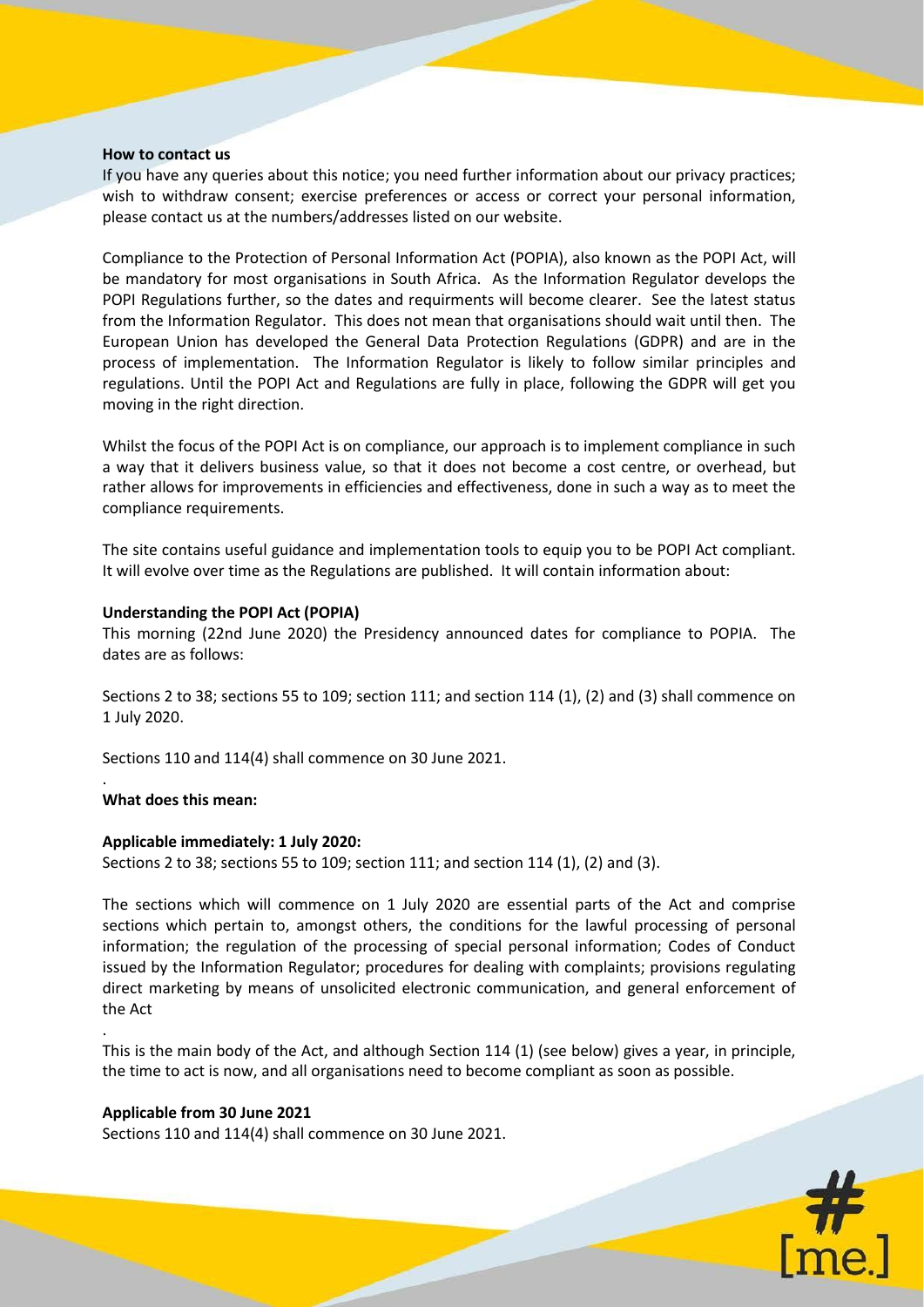**How to contact us**

If you have any queries about this notice; you need further information about our privacy practices; wish to withdraw consent; exercise preferences or access or correct your personal information, please contact us at the numbers/addresses listed on our website.

Compliance to the Protection of Personal Information Act (POPIA), also known as the POPI Act, will be mandatory for most organisations in South Africa. As the Information Regulator develops the POPI Regulations further, so the dates and requirments will become clearer. See the latest status from the Information Regulator. This does not mean that organisations should wait until then. The European Union has developed the General Data Protection Regulations (GDPR) and are in the process of implementation. The Information Regulator is likely to follow similar principles and regulations. Until the POPI Act and Regulations are fully in place, following the GDPR will get you moving in the right direction.

Whilst the focus of the POPI Act is on compliance, our approach is to implement compliance in such a way that it delivers business value, so that it does not become a cost centre, or overhead, but rather allows for improvements in efficiencies and effectiveness, done in such a way as to meet the compliance requirements.

The site contains useful guidance and implementation tools to equip you to be POPI Act compliant. It will evolve over time as the Regulations are published. It will contain information about:

**Understanding the POPI Act (POPIA)**

This morning (22nd June 2020) the Presidency announced dates for compliance to POPIA. The dates are as follows:

Sections 2 to 38; sections 55 to 109; section 111; and section 114 (1), (2) and (3) shall commence on 1 July 2020.

Sections 110 and 114(4) shall commence on 30 June 2021.

.

**What does this mean:**

**Applicable immediately: 1 July 2020:**

Sections 2 to 38; sections 55 to 109; section 111; and section 114 (1), (2) and (3).

The sections which will commence on 1 July 2020 are essential parts of the Act and comprise sections which pertain to, amongst others, the conditions for the lawful processing of personal information; the regulation of the processing of special personal information; Codes of Conduct issued by the Information Regulator; procedures for dealing with complaints; provisions regulating direct marketing by means of unsolicited electronic communication, and general enforcement of the Act

.

This is the main body of the Act, and although Section 114 (1) (see below) gives a year, in principle, the time to act is now, and all organisations need to become compliant as soon as possible.

**Applicable from 30 June 2021**

Sections 110 and 114(4) shall commence on 30 June 2021.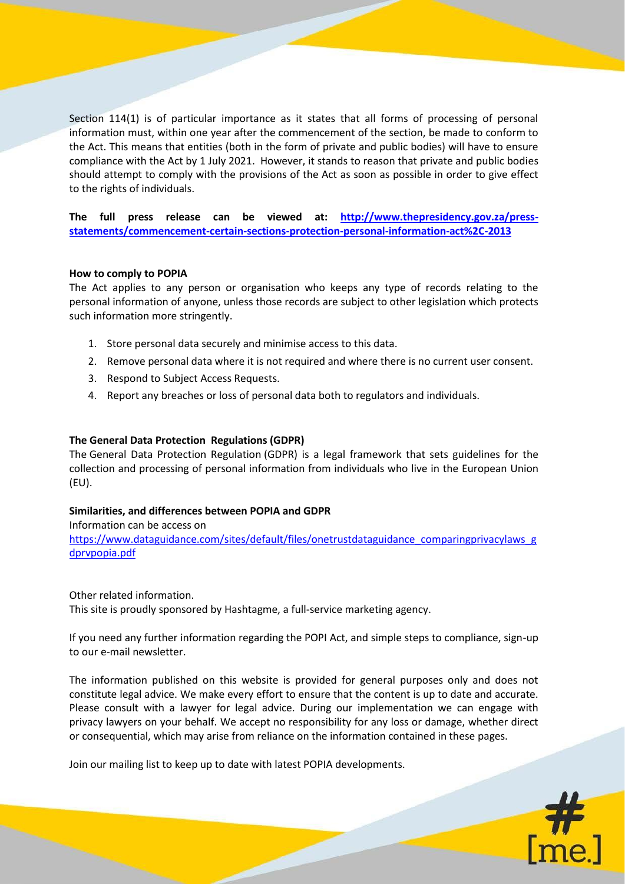Section 114(1) is of particular importance as it states that all forms of processing of personal information must, within one year after the commencement of the section, be made to conform to the Act. This means that entities (both in the form of private and public bodies) will have to ensure compliance with the Act by 1 July 2021. However, it stands to reason that private and public bodies should attempt to comply with the provisions of the Act as soon as possible in order to give effect to the rights of individuals.

**The full press release can be viewed at: [http://www.thepresidency.gov.za/press-statements/commencement-certain-sections-protection-personal-information-act%2C-2013](http://www.thepresidency.gov.za/press-statements/commencement-certain-sections-protection-personal-information-act%2C-2013)**

**How to comply to POPIA**

The Act applies to any person or organisation who keeps any type of records relating to the personal information of anyone, unless those records are subject to other legislation which protects such information more stringently.

1. Store personal data securely and minimise access to this data.
2. Remove personal data where it is not required and where there is no current user consent.
3. Respond to Subject Access Requests.
4. Report any breaches or loss of personal data both to regulators and individuals.

**The General Data Protection Regulations (GDPR)**

The General Data Protection Regulation (GDPR) is a legal framework that sets guidelines for the collection and processing of personal information from individuals who live in the European Union (EU).

**Similarities, and differences between POPIA and GDPR**

Information can be access on
[https://www.dataguidance.com/sites/default/files/onetrustdataguidance_comparingprivacylaws_gdprvpopia.pdf](https://www.dataguidance.com/sites/default/files/onetrustdataguidance_comparingprivacylaws_gdprvpopia.pdf)

Other related information.
This site is proudly sponsored by Hashtagme, a full-service marketing agency.

If you need any further information regarding the POPI Act, and simple steps to compliance, sign-up to our e-mail newsletter.

The information published on this website is provided for general purposes only and does not constitute legal advice. We make every effort to ensure that the content is up to date and accurate. Please consult with a lawyer for legal advice. During our implementation we can engage with privacy lawyers on your behalf. We accept no responsibility for any loss or damage, whether direct or consequential, which may arise from reliance on the information contained in these pages.

Join our mailing list to keep up to date with latest POPIA developments.